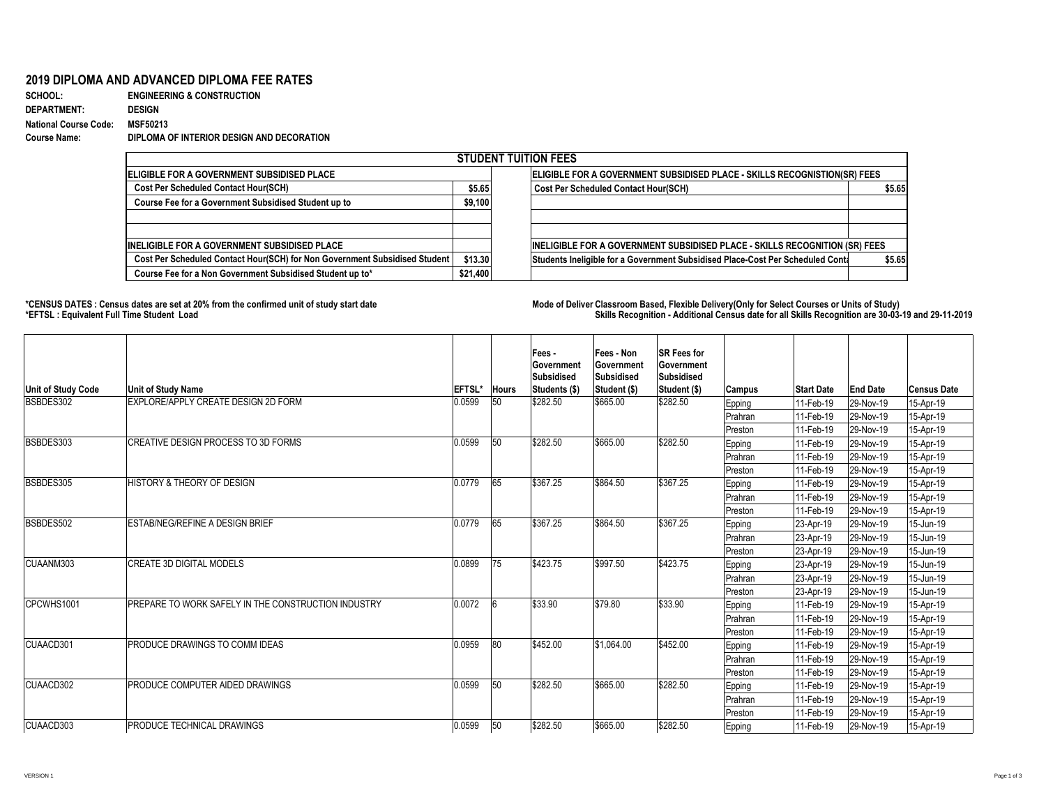# 2019 DIPLOMA AND ADVANCED DIPLOMA FEE RATES

**SCHOOL:** ENGINEERING & CONSTRUCTION
**DEPARTMENT:** DESIGN
**National Course Code:** MSF50213
**Course Name:** DIPLOMA OF INTERIOR DESIGN AND DECORATION

| STUDENT TUITION FEES | | | |
|---|---|---|---|
| **ELIGIBLE FOR A GOVERNMENT SUBSIDISED PLACE** | | **ELIGIBLE FOR A GOVERNMENT SUBSIDISED PLACE - SKILLS RECOGNISTION(SR) FEES** | |
| Cost Per Scheduled Contact Hour(SCH) | $5.65 | Cost Per Scheduled Contact Hour(SCH) | $5.65 |
| Course Fee for a Government Subsidised Student up to | $9,100 | | |
| | | | |
| | | | |
| **INELIGIBLE FOR A GOVERNMENT SUBSIDISED PLACE** | | **INELIGIBLE FOR A GOVERNMENT SUBSIDISED PLACE - SKILLS RECOGNITION (SR) FEES** | |
| Cost Per Scheduled Contact Hour(SCH) for Non Government Subsidised Student | $13.30 | Students Ineligible for a Government Subsidised Place-Cost Per Scheduled Conta | $5.65 |
| Course Fee for a Non Government Subsidised Student up to* | $21,400 | | |

**\*CENSUS DATES : Census dates are set at 20% from the confirmed unit of study start date**
**\*EFTSL : Equivalent Full Time Student Load**

**Mode of Deliver Classroom Based, Flexible Delivery(Only for Select Courses or Units of Study)**
**Skills Recognition - Additional Census date for all Skills Recognition are 30-03-19 and 29-11-2019**

| Unit of Study Code | Unit of Study Name | EFTSL* | Hours | Fees - Government Subsidised Students ($) | Fees - Non Government Subsidised Student ($) | SR Fees for Government Subsidised Student ($) | Campus | Start Date | End Date | Census Date |
|---|---|---|---|---|---|---|---|---|---|---|
| BSBDES302 | EXPLORE/APPLY CREATE DESIGN 2D FORM | 0.0599 | 50 | $282.50 | $665.00 | $282.50 | Epping | 11-Feb-19 | 29-Nov-19 | 15-Apr-19 |
| | | | | | | | Prahran | 11-Feb-19 | 29-Nov-19 | 15-Apr-19 |
| | | | | | | | Preston | 11-Feb-19 | 29-Nov-19 | 15-Apr-19 |
| BSBDES303 | CREATIVE DESIGN PROCESS TO 3D FORMS | 0.0599 | 50 | $282.50 | $665.00 | $282.50 | Epping | 11-Feb-19 | 29-Nov-19 | 15-Apr-19 |
| | | | | | | | Prahran | 11-Feb-19 | 29-Nov-19 | 15-Apr-19 |
| | | | | | | | Preston | 11-Feb-19 | 29-Nov-19 | 15-Apr-19 |
| BSBDES305 | HISTORY & THEORY OF DESIGN | 0.0779 | 65 | $367.25 | $864.50 | $367.25 | Epping | 11-Feb-19 | 29-Nov-19 | 15-Apr-19 |
| | | | | | | | Prahran | 11-Feb-19 | 29-Nov-19 | 15-Apr-19 |
| | | | | | | | Preston | 11-Feb-19 | 29-Nov-19 | 15-Apr-19 |
| BSBDES502 | ESTAB/NEG/REFINE A DESIGN BRIEF | 0.0779 | 65 | $367.25 | $864.50 | $367.25 | Epping | 23-Apr-19 | 29-Nov-19 | 15-Jun-19 |
| | | | | | | | Prahran | 23-Apr-19 | 29-Nov-19 | 15-Jun-19 |
| | | | | | | | Preston | 23-Apr-19 | 29-Nov-19 | 15-Jun-19 |
| CUAANM303 | CREATE 3D DIGITAL MODELS | 0.0899 | 75 | $423.75 | $997.50 | $423.75 | Epping | 23-Apr-19 | 29-Nov-19 | 15-Jun-19 |
| | | | | | | | Prahran | 23-Apr-19 | 29-Nov-19 | 15-Jun-19 |
| | | | | | | | Preston | 23-Apr-19 | 29-Nov-19 | 15-Jun-19 |
| CPCWHS1001 | PREPARE TO WORK SAFELY IN THE CONSTRUCTION INDUSTRY | 0.0072 | 6 | $33.90 | $79.80 | $33.90 | Epping | 11-Feb-19 | 29-Nov-19 | 15-Apr-19 |
| | | | | | | | Prahran | 11-Feb-19 | 29-Nov-19 | 15-Apr-19 |
| | | | | | | | Preston | 11-Feb-19 | 29-Nov-19 | 15-Apr-19 |
| CUAACD301 | PRODUCE DRAWINGS TO COMM IDEAS | 0.0959 | 80 | $452.00 | $1,064.00 | $452.00 | Epping | 11-Feb-19 | 29-Nov-19 | 15-Apr-19 |
| | | | | | | | Prahran | 11-Feb-19 | 29-Nov-19 | 15-Apr-19 |
| | | | | | | | Preston | 11-Feb-19 | 29-Nov-19 | 15-Apr-19 |
| CUAACD302 | PRODUCE COMPUTER AIDED DRAWINGS | 0.0599 | 50 | $282.50 | $665.00 | $282.50 | Epping | 11-Feb-19 | 29-Nov-19 | 15-Apr-19 |
| | | | | | | | Prahran | 11-Feb-19 | 29-Nov-19 | 15-Apr-19 |
| | | | | | | | Preston | 11-Feb-19 | 29-Nov-19 | 15-Apr-19 |
| CUAACD303 | PRODUCE TECHNICAL DRAWINGS | 0.0599 | 50 | $282.50 | $665.00 | $282.50 | Epping | 11-Feb-19 | 29-Nov-19 | 15-Apr-19 |

VERSION 1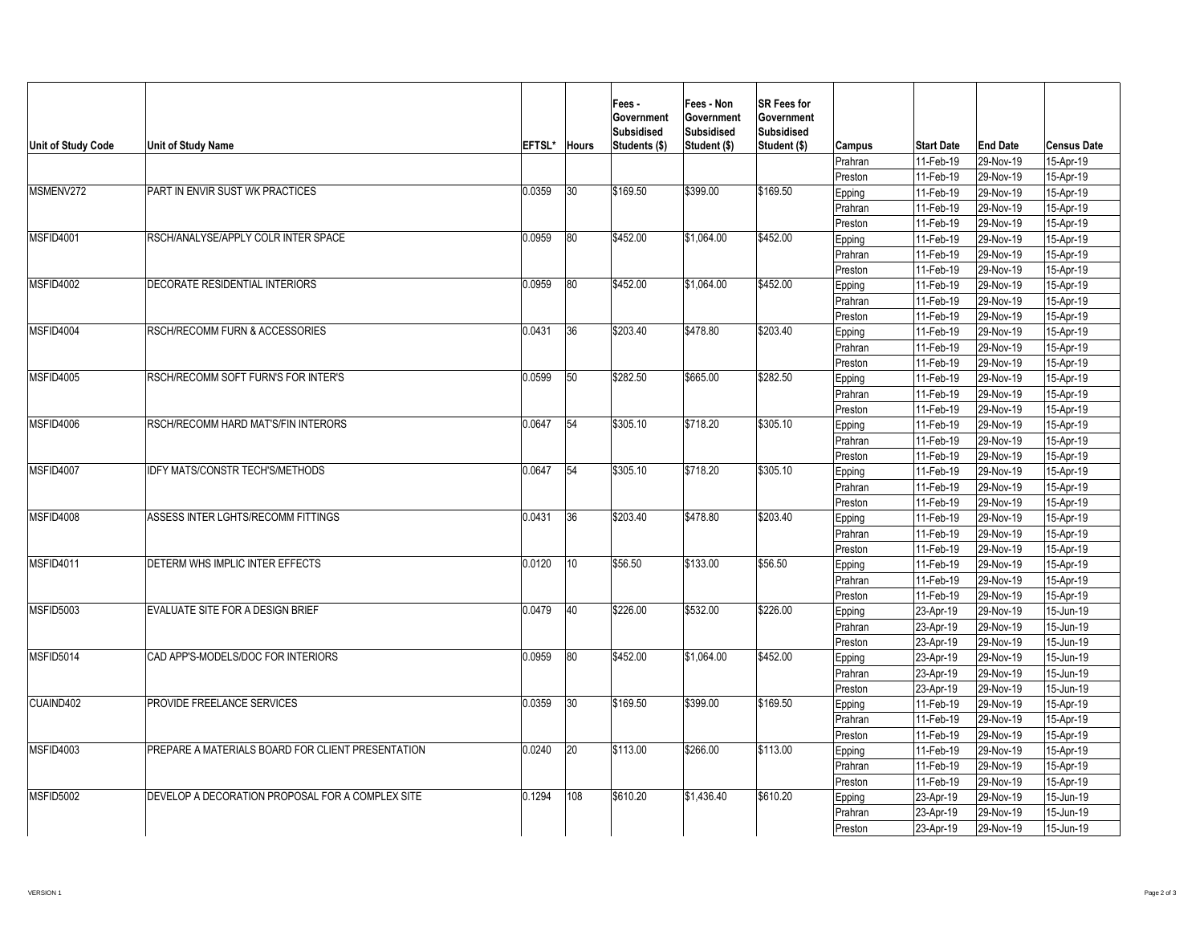| Unit of Study Code | Unit of Study Name | EFTSL* | Hours | Fees - Government Subsidised Students ($) | Fees - Non Government Subsidised Student ($) | SR Fees for Government Subsidised Student ($) | Campus | Start Date | End Date | Census Date |
|---|---|---|---|---|---|---|---|---|---|---|
| | | | | | | | Prahran | 11-Feb-19 | 29-Nov-19 | 15-Apr-19 |
| | | | | | | | Preston | 11-Feb-19 | 29-Nov-19 | 15-Apr-19 |
| MSMENV272 | PART IN ENVIR SUST WK PRACTICES | 0.0359 | 30 | $169.50 | $399.00 | $169.50 | Epping | 11-Feb-19 | 29-Nov-19 | 15-Apr-19 |
| | | | | | | | Prahran | 11-Feb-19 | 29-Nov-19 | 15-Apr-19 |
| | | | | | | | Preston | 11-Feb-19 | 29-Nov-19 | 15-Apr-19 |
| MSFID4001 | RSCH/ANALYSE/APPLY COLR INTER SPACE | 0.0959 | 80 | $452.00 | $1,064.00 | $452.00 | Epping | 11-Feb-19 | 29-Nov-19 | 15-Apr-19 |
| | | | | | | | Prahran | 11-Feb-19 | 29-Nov-19 | 15-Apr-19 |
| | | | | | | | Preston | 11-Feb-19 | 29-Nov-19 | 15-Apr-19 |
| MSFID4002 | DECORATE RESIDENTIAL INTERIORS | 0.0959 | 80 | $452.00 | $1,064.00 | $452.00 | Epping | 11-Feb-19 | 29-Nov-19 | 15-Apr-19 |
| | | | | | | | Prahran | 11-Feb-19 | 29-Nov-19 | 15-Apr-19 |
| | | | | | | | Preston | 11-Feb-19 | 29-Nov-19 | 15-Apr-19 |
| MSFID4004 | RSCH/RECOMM FURN & ACCESSORIES | 0.0431 | 36 | $203.40 | $478.80 | $203.40 | Epping | 11-Feb-19 | 29-Nov-19 | 15-Apr-19 |
| | | | | | | | Prahran | 11-Feb-19 | 29-Nov-19 | 15-Apr-19 |
| | | | | | | | Preston | 11-Feb-19 | 29-Nov-19 | 15-Apr-19 |
| MSFID4005 | RSCH/RECOMM SOFT FURN'S FOR INTER'S | 0.0599 | 50 | $282.50 | $665.00 | $282.50 | Epping | 11-Feb-19 | 29-Nov-19 | 15-Apr-19 |
| | | | | | | | Prahran | 11-Feb-19 | 29-Nov-19 | 15-Apr-19 |
| | | | | | | | Preston | 11-Feb-19 | 29-Nov-19 | 15-Apr-19 |
| MSFID4006 | RSCH/RECOMM HARD MAT'S/FIN INTERORS | 0.0647 | 54 | $305.10 | $718.20 | $305.10 | Epping | 11-Feb-19 | 29-Nov-19 | 15-Apr-19 |
| | | | | | | | Prahran | 11-Feb-19 | 29-Nov-19 | 15-Apr-19 |
| | | | | | | | Preston | 11-Feb-19 | 29-Nov-19 | 15-Apr-19 |
| MSFID4007 | IDFY MATS/CONSTR TECH'S/METHODS | 0.0647 | 54 | $305.10 | $718.20 | $305.10 | Epping | 11-Feb-19 | 29-Nov-19 | 15-Apr-19 |
| | | | | | | | Prahran | 11-Feb-19 | 29-Nov-19 | 15-Apr-19 |
| | | | | | | | Preston | 11-Feb-19 | 29-Nov-19 | 15-Apr-19 |
| MSFID4008 | ASSESS INTER LGHTS/RECOMM FITTINGS | 0.0431 | 36 | $203.40 | $478.80 | $203.40 | Epping | 11-Feb-19 | 29-Nov-19 | 15-Apr-19 |
| | | | | | | | Prahran | 11-Feb-19 | 29-Nov-19 | 15-Apr-19 |
| | | | | | | | Preston | 11-Feb-19 | 29-Nov-19 | 15-Apr-19 |
| MSFID4011 | DETERM WHS IMPLIC INTER EFFECTS | 0.0120 | 10 | $56.50 | $133.00 | $56.50 | Epping | 11-Feb-19 | 29-Nov-19 | 15-Apr-19 |
| | | | | | | | Prahran | 11-Feb-19 | 29-Nov-19 | 15-Apr-19 |
| | | | | | | | Preston | 11-Feb-19 | 29-Nov-19 | 15-Apr-19 |
| MSFID5003 | EVALUATE SITE FOR A DESIGN BRIEF | 0.0479 | 40 | $226.00 | $532.00 | $226.00 | Epping | 23-Apr-19 | 29-Nov-19 | 15-Jun-19 |
| | | | | | | | Prahran | 23-Apr-19 | 29-Nov-19 | 15-Jun-19 |
| | | | | | | | Preston | 23-Apr-19 | 29-Nov-19 | 15-Jun-19 |
| MSFID5014 | CAD APP'S-MODELS/DOC FOR INTERIORS | 0.0959 | 80 | $452.00 | $1,064.00 | $452.00 | Epping | 23-Apr-19 | 29-Nov-19 | 15-Jun-19 |
| | | | | | | | Prahran | 23-Apr-19 | 29-Nov-19 | 15-Jun-19 |
| | | | | | | | Preston | 23-Apr-19 | 29-Nov-19 | 15-Jun-19 |
| CUAIND402 | PROVIDE FREELANCE SERVICES | 0.0359 | 30 | $169.50 | $399.00 | $169.50 | Epping | 11-Feb-19 | 29-Nov-19 | 15-Apr-19 |
| | | | | | | | Prahran | 11-Feb-19 | 29-Nov-19 | 15-Apr-19 |
| | | | | | | | Preston | 11-Feb-19 | 29-Nov-19 | 15-Apr-19 |
| MSFID4003 | PREPARE A MATERIALS BOARD FOR CLIENT PRESENTATION | 0.0240 | 20 | $113.00 | $266.00 | $113.00 | Epping | 11-Feb-19 | 29-Nov-19 | 15-Apr-19 |
| | | | | | | | Prahran | 11-Feb-19 | 29-Nov-19 | 15-Apr-19 |
| | | | | | | | Preston | 11-Feb-19 | 29-Nov-19 | 15-Apr-19 |
| MSFID5002 | DEVELOP A DECORATION PROPOSAL FOR A COMPLEX SITE | 0.1294 | 108 | $610.20 | $1,436.40 | $610.20 | Epping | 23-Apr-19 | 29-Nov-19 | 15-Jun-19 |
| | | | | | | | Prahran | 23-Apr-19 | 29-Nov-19 | 15-Jun-19 |
| | | | | | | | Preston | 23-Apr-19 | 29-Nov-19 | 15-Jun-19 |

VERSION 1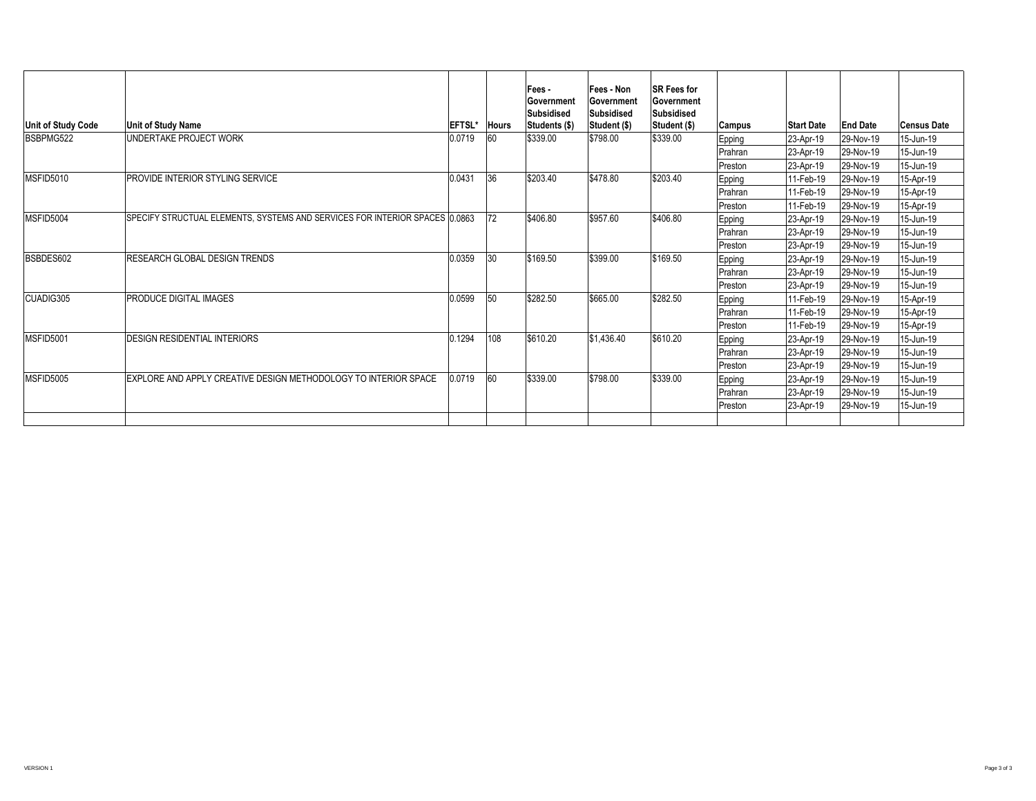| Unit of Study Code | Unit of Study Name | EFTSL* | Hours | Fees - Government Subsidised Students ($) | Fees - Non Government Subsidised Student ($) | SR Fees for Government Subsidised Student ($) | Campus | Start Date | End Date | Census Date |
|---|---|---|---|---|---|---|---|---|---|---|
| BSBPMG522 | UNDERTAKE PROJECT WORK | 0.0719 | 60 | $339.00 | $798.00 | $339.00 | Epping | 23-Apr-19 | 29-Nov-19 | 15-Jun-19 |
| | | | | | | | Prahran | 23-Apr-19 | 29-Nov-19 | 15-Jun-19 |
| | | | | | | | Preston | 23-Apr-19 | 29-Nov-19 | 15-Jun-19 |
| MSFID5010 | PROVIDE INTERIOR STYLING SERVICE | 0.0431 | 36 | $203.40 | $478.80 | $203.40 | Epping | 11-Feb-19 | 29-Nov-19 | 15-Apr-19 |
| | | | | | | | Prahran | 11-Feb-19 | 29-Nov-19 | 15-Apr-19 |
| | | | | | | | Preston | 11-Feb-19 | 29-Nov-19 | 15-Apr-19 |
| MSFID5004 | SPECIFY STRUCTUAL ELEMENTS, SYSTEMS AND SERVICES FOR INTERIOR SPACES | 0.0863 | 72 | $406.80 | $957.60 | $406.80 | Epping | 23-Apr-19 | 29-Nov-19 | 15-Jun-19 |
| | | | | | | | Prahran | 23-Apr-19 | 29-Nov-19 | 15-Jun-19 |
| | | | | | | | Preston | 23-Apr-19 | 29-Nov-19 | 15-Jun-19 |
| BSBDES602 | RESEARCH GLOBAL DESIGN TRENDS | 0.0359 | 30 | $169.50 | $399.00 | $169.50 | Epping | 23-Apr-19 | 29-Nov-19 | 15-Jun-19 |
| | | | | | | | Prahran | 23-Apr-19 | 29-Nov-19 | 15-Jun-19 |
| | | | | | | | Preston | 23-Apr-19 | 29-Nov-19 | 15-Jun-19 |
| CUADIG305 | PRODUCE DIGITAL IMAGES | 0.0599 | 50 | $282.50 | $665.00 | $282.50 | Epping | 11-Feb-19 | 29-Nov-19 | 15-Apr-19 |
| | | | | | | | Prahran | 11-Feb-19 | 29-Nov-19 | 15-Apr-19 |
| | | | | | | | Preston | 11-Feb-19 | 29-Nov-19 | 15-Apr-19 |
| MSFID5001 | DESIGN RESIDENTIAL INTERIORS | 0.1294 | 108 | $610.20 | $1,436.40 | $610.20 | Epping | 23-Apr-19 | 29-Nov-19 | 15-Jun-19 |
| | | | | | | | Prahran | 23-Apr-19 | 29-Nov-19 | 15-Jun-19 |
| | | | | | | | Preston | 23-Apr-19 | 29-Nov-19 | 15-Jun-19 |
| MSFID5005 | EXPLORE AND APPLY CREATIVE DESIGN METHODOLOGY TO INTERIOR SPACE | 0.0719 | 60 | $339.00 | $798.00 | $339.00 | Epping | 23-Apr-19 | 29-Nov-19 | 15-Jun-19 |
| | | | | | | | Prahran | 23-Apr-19 | 29-Nov-19 | 15-Jun-19 |
| | | | | | | | Preston | 23-Apr-19 | 29-Nov-19 | 15-Jun-19 |
| | | | | | | | | | | |

VERSION 1